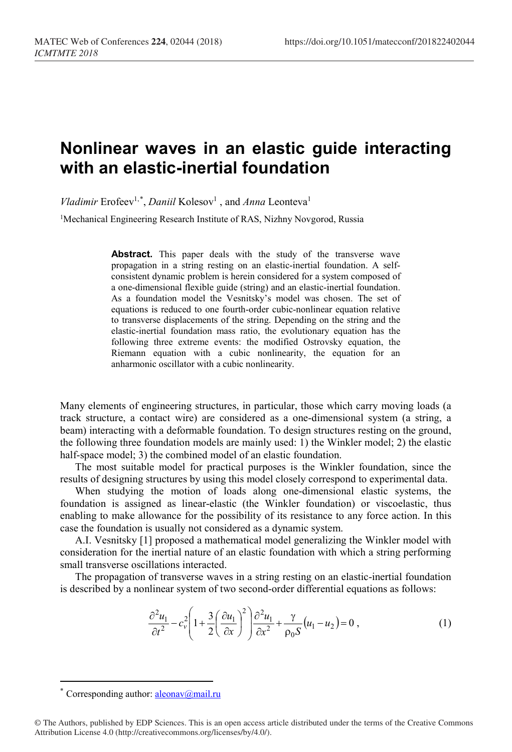# Nonlinear waves in an elastic guide interacting with an elastic-inertial foundation

*Vladimir* Erofeev[1,*], *Daniil* Kolesov[1], and *Anna* Leonteva[1]

[1]Mechanical Engineering Research Institute of RAS, Nizhny Novgorod, Russia

**Abstract.** This paper deals with the study of the transverse wave propagation in a string resting on an elastic-inertial foundation. A self-consistent dynamic problem is herein considered for a system composed of a one-dimensional flexible guide (string) and an elastic-inertial foundation. As a foundation model the Vesnitsky's model was chosen. The set of equations is reduced to one fourth-order cubic-nonlinear equation relative to transverse displacements of the string. Depending on the string and the elastic-inertial foundation mass ratio, the evolutionary equation has the following three extreme events: the modified Ostrovsky equation, the Riemann equation with a cubic nonlinearity, the equation for an anharmonic oscillator with a cubic nonlinearity.

Many elements of engineering structures, in particular, those which carry moving loads (a track structure, a contact wire) are considered as a one-dimensional system (a string, a beam) interacting with a deformable foundation. To design structures resting on the ground, the following three foundation models are mainly used: 1) the Winkler model; 2) the elastic half-space model; 3) the combined model of an elastic foundation.

The most suitable model for practical purposes is the Winkler foundation, since the results of designing structures by using this model closely correspond to experimental data.

When studying the motion of loads along one-dimensional elastic systems, the foundation is assigned as linear-elastic (the Winkler foundation) or viscoelastic, thus enabling to make allowance for the possibility of its resistance to any force action. In this case the foundation is usually not considered as a dynamic system.

A.I. Vesnitsky [1] proposed a mathematical model generalizing the Winkler model with consideration for the inertial nature of an elastic foundation with which a string performing small transverse oscillations interacted.

The propagation of transverse waves in a string resting on an elastic-inertial foundation is described by a nonlinear system of two second-order differential equations as follows:

$$\frac{\partial^2 u_1}{\partial t^2} - c_v^2\left(1+\frac{3}{2}\left(\frac{\partial u_1}{\partial x}\right)^2\right)\frac{\partial^2 u_1}{\partial x^2} + \frac{\gamma}{\rho_0 S}\left(u_1 - u_2\right) = 0\,, \tag{1}$$

[*] Corresponding author: aleonav@mail.ru

© The Authors, published by EDP Sciences. This is an open access article distributed under the terms of the Creative Commons Attribution License 4.0 (http://creativecommons.org/licenses/by/4.0/).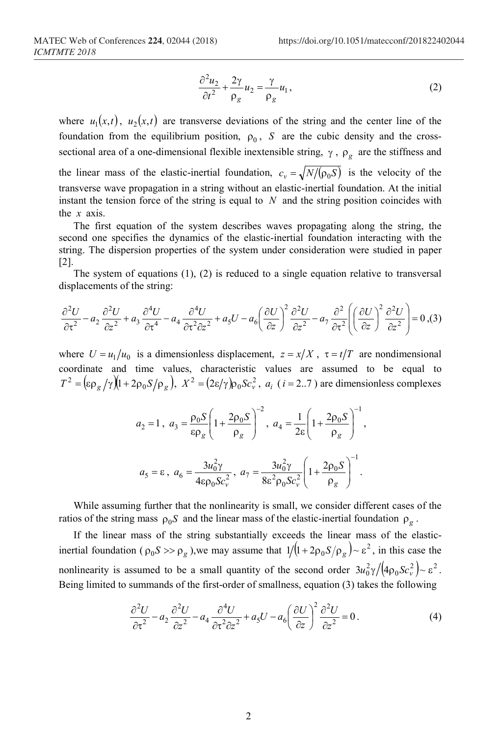$$\frac{\partial^2 u_2}{\partial t^2} + \frac{2\gamma}{\rho_g} u_2 = \frac{\gamma}{\rho_g} u_1, \qquad (2)$$

where $u_1(x,t)$, $u_2(x,t)$ are transverse deviations of the string and the center line of the foundation from the equilibrium position, $\rho_0$, $S$ are the cubic density and the cross-sectional area of a one-dimensional flexible inextensible string, $\gamma$, $\rho_g$ are the stiffness and the linear mass of the elastic-inertial foundation, $c_v = \sqrt{N/(\rho_0 S)}$ is the velocity of the transverse wave propagation in a string without an elastic-inertial foundation. At the initial instant the tension force of the string is equal to $N$ and the string position coincides with the $x$ axis.

The first equation of the system describes waves propagating along the string, the second one specifies the dynamics of the elastic-inertial foundation interacting with the string. The dispersion properties of the system under consideration were studied in paper [2].

The system of equations (1), (2) is reduced to a single equation relative to transversal displacements of the string:

$$\frac{\partial^2 U}{\partial \tau^2} - a_2 \frac{\partial^2 U}{\partial z^2} + a_3 \frac{\partial^4 U}{\partial \tau^4} - a_4 \frac{\partial^4 U}{\partial \tau^2 \partial z^2} + a_5 U - a_6 \left(\frac{\partial U}{\partial z}\right)^2 \frac{\partial^2 U}{\partial z^2} - a_7 \frac{\partial^2}{\partial \tau^2}\left(\left(\frac{\partial U}{\partial z}\right)^2 \frac{\partial^2 U}{\partial z^2}\right) = 0, \qquad (3)$$

where $U = u_1/u_0$ is a dimensionless displacement, $z = x/X$, $\tau = t/T$ are nondimensional coordinate and time values, characteristic values are assumed to be equal to $T^2 = (\varepsilon \rho_g / \gamma)(1 + 2\rho_0 S/\rho_g)$, $X^2 = (2\varepsilon/\gamma)\rho_0 S c_v^2$, $a_i$ ($i = 2..7$) are dimensionless complexes

$$a_2 = 1, \; a_3 = \frac{\rho_0 S}{\varepsilon \rho_g}\left(1 + \frac{2\rho_0 S}{\rho_g}\right)^{-2}, \; a_4 = \frac{1}{2\varepsilon}\left(1 + \frac{2\rho_0 S}{\rho_g}\right)^{-1},$$

$$a_5 = \varepsilon, \; a_6 = \frac{3u_0^2 \gamma}{4\varepsilon \rho_0 S c_v^2}, \; a_7 = \frac{3u_0^2 \gamma}{8\varepsilon^2 \rho_0 S c_v^2}\left(1 + \frac{2\rho_0 S}{\rho_g}\right)^{-1}.$$

While assuming further that the nonlinearity is small, we consider different cases of the ratios of the string mass $\rho_0 S$ and the linear mass of the elastic-inertial foundation $\rho_g$.

If the linear mass of the string substantially exceeds the linear mass of the elastic-inertial foundation ($\rho_0 S >> \rho_g$),we may assume that $1/(1 + 2\rho_0 S/\rho_g) \sim \varepsilon^2$, in this case the nonlinearity is assumed to be a small quantity of the second order $3u_0^2 \gamma / (4\rho_0 S c_v^2) \sim \varepsilon^2$. Being limited to summands of the first-order of smallness, equation (3) takes the following

$$\frac{\partial^2 U}{\partial \tau^2} - a_2 \frac{\partial^2 U}{\partial z^2} - a_4 \frac{\partial^4 U}{\partial \tau^2 \partial z^2} + a_5 U - a_6 \left(\frac{\partial U}{\partial z}\right)^2 \frac{\partial^2 U}{\partial z^2} = 0. \qquad (4)$$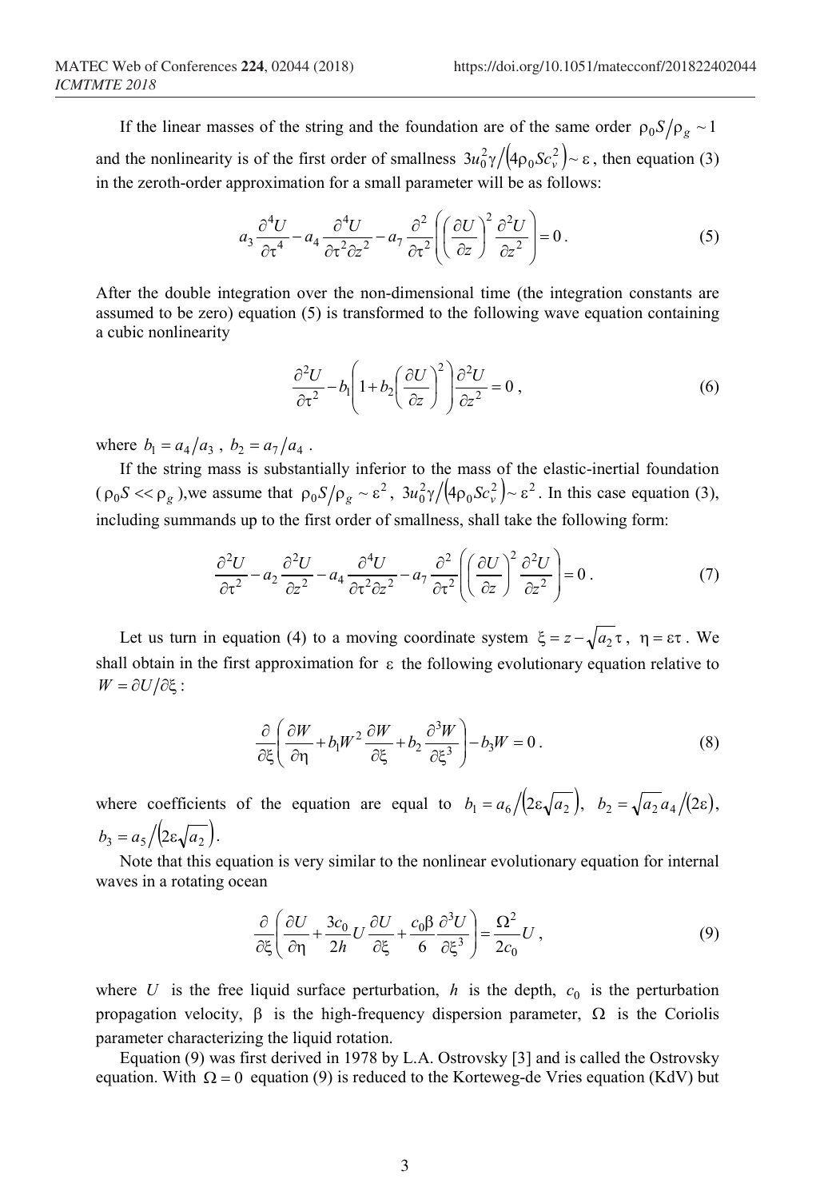If the linear masses of the string and the foundation are of the same order $\rho_0 S/\rho_g \sim 1$ and the nonlinearity is of the first order of smallness $3u_0^2\gamma/\left(4\rho_0 S c_v^2\right) \sim \varepsilon$, then equation (3) in the zeroth-order approximation for a small parameter will be as follows:

$$a_3 \frac{\partial^4 U}{\partial \tau^4} - a_4 \frac{\partial^4 U}{\partial \tau^2 \partial z^2} - a_7 \frac{\partial^2}{\partial \tau^2}\left(\left(\frac{\partial U}{\partial z}\right)^2 \frac{\partial^2 U}{\partial z^2}\right) = 0 . \tag{5}$$

After the double integration over the non-dimensional time (the integration constants are assumed to be zero) equation (5) is transformed to the following wave equation containing a cubic nonlinearity

$$\frac{\partial^2 U}{\partial \tau^2} - b_1\left(1 + b_2\left(\frac{\partial U}{\partial z}\right)^2\right)\frac{\partial^2 U}{\partial z^2} = 0 , \tag{6}$$

where $b_1 = a_4/a_3$ , $b_2 = a_7/a_4$ .

If the string mass is substantially inferior to the mass of the elastic-inertial foundation ($\rho_0 S << \rho_g$ ),we assume that $\rho_0 S/\rho_g \sim \varepsilon^2$ , $3u_0^2\gamma/\left(4\rho_0 S c_v^2\right) \sim \varepsilon^2$ . In this case equation (3), including summands up to the first order of smallness, shall take the following form:

$$\frac{\partial^2 U}{\partial \tau^2} - a_2 \frac{\partial^2 U}{\partial z^2} - a_4 \frac{\partial^4 U}{\partial \tau^2 \partial z^2} - a_7 \frac{\partial^2}{\partial \tau^2}\left(\left(\frac{\partial U}{\partial z}\right)^2 \frac{\partial^2 U}{\partial z^2}\right) = 0 . \tag{7}$$

Let us turn in equation (4) to a moving coordinate system $\xi = z - \sqrt{a_2}\,\tau$ , $\eta = \varepsilon\tau$ . We shall obtain in the first approximation for $\varepsilon$ the following evolutionary equation relative to $W = \partial U/\partial \xi$ :

$$\frac{\partial}{\partial \xi}\left(\frac{\partial W}{\partial \eta} + b_1 W^2 \frac{\partial W}{\partial \xi} + b_2 \frac{\partial^3 W}{\partial \xi^3}\right) - b_3 W = 0 . \tag{8}$$

where coefficients of the equation are equal to $b_1 = a_6/\left(2\varepsilon\sqrt{a_2}\right)$, $b_2 = \sqrt{a_2}\,a_4/(2\varepsilon)$, $b_3 = a_5/\left(2\varepsilon\sqrt{a_2}\right)$.

Note that this equation is very similar to the nonlinear evolutionary equation for internal waves in a rotating ocean

$$\frac{\partial}{\partial \xi}\left(\frac{\partial U}{\partial \eta} + \frac{3c_0}{2h} U \frac{\partial U}{\partial \xi} + \frac{c_0\beta}{6}\frac{\partial^3 U}{\partial \xi^3}\right) = \frac{\Omega^2}{2c_0} U , \tag{9}$$

where $U$ is the free liquid surface perturbation, $h$ is the depth, $c_0$ is the perturbation propagation velocity, $\beta$ is the high-frequency dispersion parameter, $\Omega$ is the Coriolis parameter characterizing the liquid rotation.

Equation (9) was first derived in 1978 by L.A. Ostrovsky [3] and is called the Ostrovsky equation. With $\Omega = 0$ equation (9) is reduced to the Korteweg-de Vries equation (KdV) but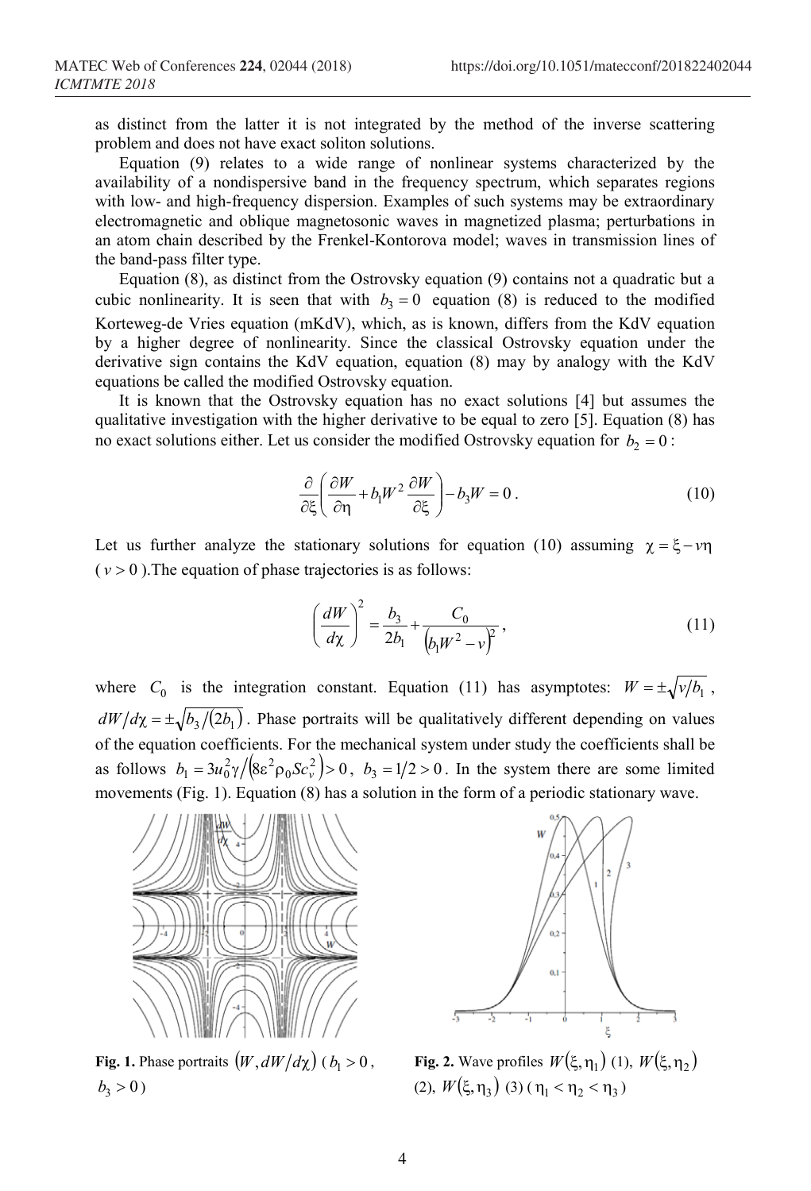as distinct from the latter it is not integrated by the method of the inverse scattering problem and does not have exact soliton solutions.

Equation (9) relates to a wide range of nonlinear systems characterized by the availability of a nondispersive band in the frequency spectrum, which separates regions with low- and high-frequency dispersion. Examples of such systems may be extraordinary electromagnetic and oblique magnetosonic waves in magnetized plasma; perturbations in an atom chain described by the Frenkel-Kontorova model; waves in transmission lines of the band-pass filter type.

Equation (8), as distinct from the Ostrovsky equation (9) contains not a quadratic but a cubic nonlinearity. It is seen that with $b_3 = 0$ equation (8) is reduced to the modified Korteweg-de Vries equation (mKdV), which, as is known, differs from the KdV equation by a higher degree of nonlinearity. Since the classical Ostrovsky equation under the derivative sign contains the KdV equation, equation (8) may by analogy with the KdV equations be called the modified Ostrovsky equation.

It is known that the Ostrovsky equation has no exact solutions [4] but assumes the qualitative investigation with the higher derivative to be equal to zero [5]. Equation (8) has no exact solutions either. Let us consider the modified Ostrovsky equation for $b_2 = 0$:

$$\frac{\partial}{\partial \xi}\left(\frac{\partial W}{\partial \eta} + b_1 W^2 \frac{\partial W}{\partial \xi}\right) - b_3 W = 0. \tag{10}$$

Let us further analyze the stationary solutions for equation (10) assuming $\chi = \xi - v\eta$ ($v > 0$). The equation of phase trajectories is as follows:

$$\left(\frac{dW}{d\chi}\right)^2 = \frac{b_3}{2b_1} + \frac{C_0}{\left(b_1 W^2 - v\right)^2}, \tag{11}$$

where $C_0$ is the integration constant. Equation (11) has asymptotes: $W = \pm\sqrt{v/b_1}$, $dW/d\chi = \pm\sqrt{b_3/(2b_1)}$. Phase portraits will be qualitatively different depending on values of the equation coefficients. For the mechanical system under study the coefficients shall be as follows $b_1 = 3u_0^2\gamma/\left(8\varepsilon^2\rho_0 Sc_v^2\right) > 0$, $b_3 = 1/2 > 0$. In the system there are some limited movements (Fig. 1). Equation (8) has a solution in the form of a periodic stationary wave.

**Fig. 1.** Phase portraits $(W, dW/d\chi)$ ($b_1 > 0$, $b_3 > 0$)

**Fig. 2.** Wave profiles $W(\xi, \eta_1)$ (1), $W(\xi, \eta_2)$ (2), $W(\xi, \eta_3)$ (3) ($\eta_1 < \eta_2 < \eta_3$)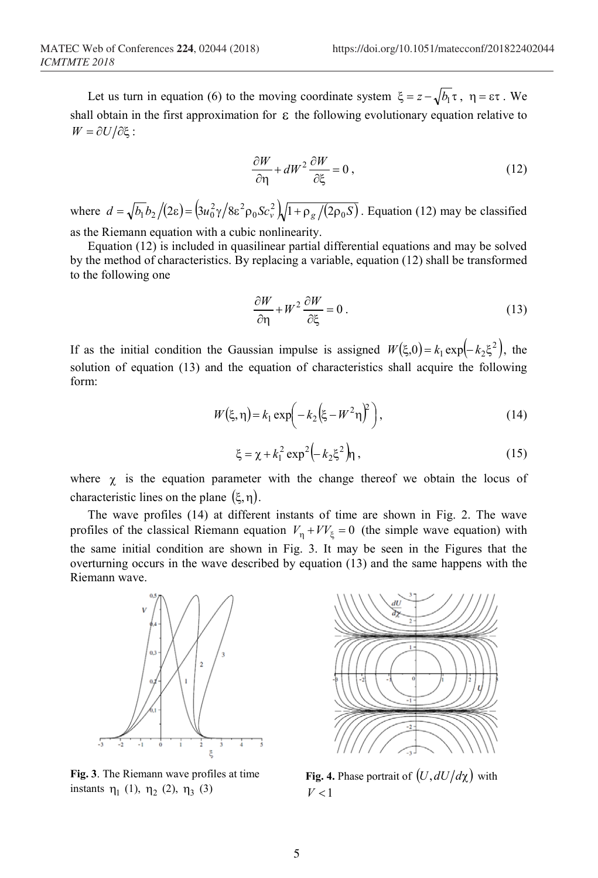Let us turn in equation (6) to the moving coordinate system $\xi = z - \sqrt{b_1}\tau$, $\eta = \varepsilon\tau$. We shall obtain in the first approximation for $\varepsilon$ the following evolutionary equation relative to $W = \partial U/\partial \xi$:

$$\frac{\partial W}{\partial \eta} + dW^2 \frac{\partial W}{\partial \xi} = 0, \tag{12}$$

where $d = \sqrt{b_1}b_2/(2\varepsilon) = \left(3u_0^2\gamma/8\varepsilon^2\rho_0 Sc_v^2\right)\sqrt{1+\rho_g/(2\rho_0 S)}$. Equation (12) may be classified as the Riemann equation with a cubic nonlinearity.

Equation (12) is included in quasilinear partial differential equations and may be solved by the method of characteristics. By replacing a variable, equation (12) shall be transformed to the following one

$$\frac{\partial W}{\partial \eta} + W^2 \frac{\partial W}{\partial \xi} = 0. \tag{13}$$

If as the initial condition the Gaussian impulse is assigned $W(\xi,0) = k_1\exp(-k_2\xi^2)$, the solution of equation (13) and the equation of characteristics shall acquire the following form:

$$W(\xi,\eta) = k_1\exp\left(-k_2\left(\xi - W^2\eta\right)^2\right), \tag{14}$$

$$\xi = \chi + k_1^2\exp^2\left(-k_2\xi^2\right)\eta, \tag{15}$$

where $\chi$ is the equation parameter with the change thereof we obtain the locus of characteristic lines on the plane $(\xi,\eta)$.

The wave profiles (14) at different instants of time are shown in Fig. 2. The wave profiles of the classical Riemann equation $V_\eta + VV_\xi = 0$ (the simple wave equation) with the same initial condition are shown in Fig. 3. It may be seen in the Figures that the overturning occurs in the wave described by equation (13) and the same happens with the Riemann wave.

**Fig. 3**. The Riemann wave profiles at time instants $\eta_1$ (1), $\eta_2$ (2), $\eta_3$ (3)

**Fig. 4.** Phase portrait of $(U, dU/d\chi)$ with $V < 1$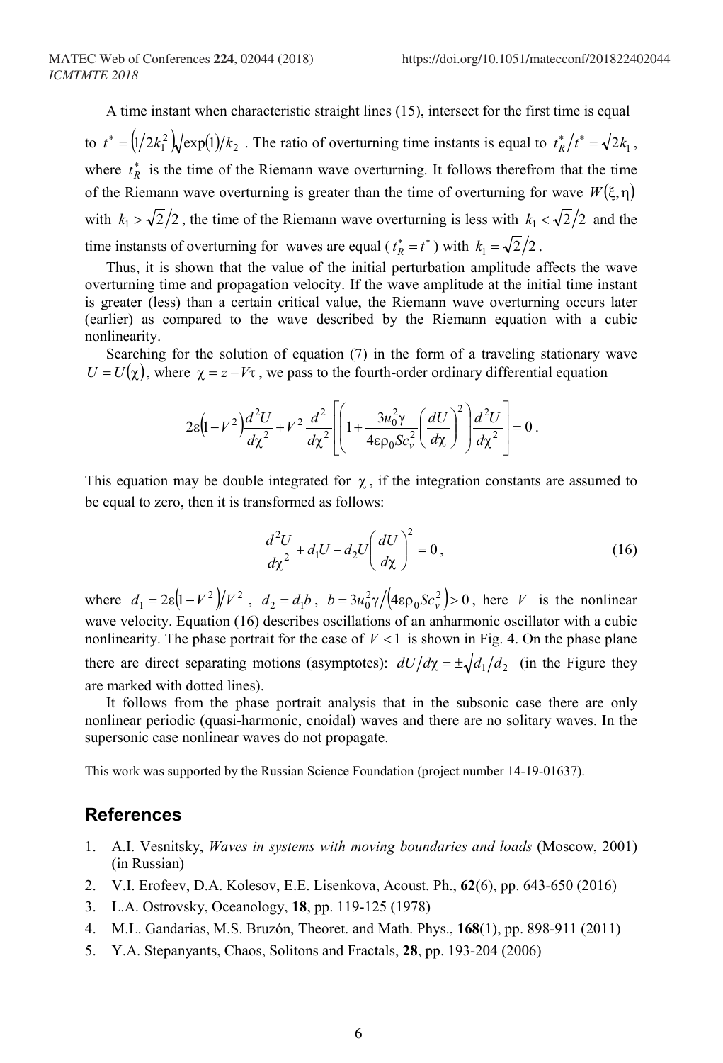A time instant when characteristic straight lines (15), intersect for the first time is equal to $t^* = \left(1/2k_1^2\right)\sqrt{\exp(1)/k_2}$ . The ratio of overturning time instants is equal to $t_R^*/t^* = \sqrt{2}k_1$, where $t_R^*$ is the time of the Riemann wave overturning. It follows therefrom that the time of the Riemann wave overturning is greater than the time of overturning for wave $W(\xi,\eta)$ with $k_1 > \sqrt{2}/2$, the time of the Riemann wave overturning is less with $k_1 < \sqrt{2}/2$ and the time instansts of overturning for waves are equal ($t_R^* = t^*$) with $k_1 = \sqrt{2}/2$.

Thus, it is shown that the value of the initial perturbation amplitude affects the wave overturning time and propagation velocity. If the wave amplitude at the initial time instant is greater (less) than a certain critical value, the Riemann wave overturning occurs later (earlier) as compared to the wave described by the Riemann equation with a cubic nonlinearity.

Searching for the solution of equation (7) in the form of a traveling stationary wave $U = U(\chi)$, where $\chi = z - V\tau$, we pass to the fourth-order ordinary differential equation

$$2\varepsilon\left(1-V^2\right)\frac{d^2U}{d\chi^2} + V^2\frac{d^2}{d\chi^2}\left[\left(1+\frac{3u_0^2\gamma}{4\varepsilon\rho_0 Sc_v^2}\left(\frac{dU}{d\chi}\right)^2\right)\frac{d^2U}{d\chi^2}\right] = 0 .$$

This equation may be double integrated for $\chi$, if the integration constants are assumed to be equal to zero, then it is transformed as follows:

$$\frac{d^2U}{d\chi^2} + d_1U - d_2U\left(\frac{dU}{d\chi}\right)^2 = 0 , \tag{16}$$

where $d_1 = 2\varepsilon\left(1-V^2\right)/V^2$, $d_2 = d_1 b$, $b = 3u_0^2\gamma/\left(4\varepsilon\rho_0 Sc_v^2\right) > 0$, here $V$ is the nonlinear wave velocity. Equation (16) describes oscillations of an anharmonic oscillator with a cubic nonlinearity. The phase portrait for the case of $V < 1$ is shown in Fig. 4. On the phase plane there are direct separating motions (asymptotes): $dU/d\chi = \pm\sqrt{d_1/d_2}$ (in the Figure they are marked with dotted lines).

It follows from the phase portrait analysis that in the subsonic case there are only nonlinear periodic (quasi-harmonic, cnoidal) waves and there are no solitary waves. In the supersonic case nonlinear waves do not propagate.

This work was supported by the Russian Science Foundation (project number 14-19-01637).

## References

1. A.I. Vesnitsky, *Waves in systems with moving boundaries and loads* (Moscow, 2001) (in Russian)
2. V.I. Erofeev, D.A. Kolesov, E.E. Lisenkova, Acoust. Ph., **62**(6), pp. 643-650 (2016)
3. L.A. Ostrovsky, Oceanology, **18**, pp. 119-125 (1978)
4. M.L. Gandarias, M.S. Bruzón, Theoret. and Math. Phys., **168**(1), pp. 898-911 (2011)
5. Y.A. Stepanyants, Chaos, Solitons and Fractals, **28**, pp. 193-204 (2006)